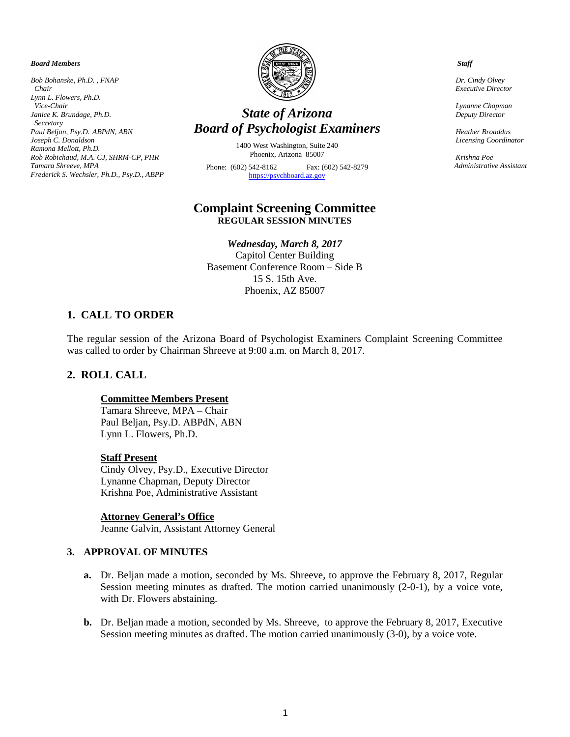*Board Members*

*Bob Bohanske, Ph.D. , FNAP*
*Chair*
*Lynn L. Flowers, Ph.D.*
*Vice-Chair*
*Janice K. Brundage, Ph.D.*
*Secretary*
*Paul Beljan, Psy.D. ABPdN, ABN*
*Joseph C. Donaldson*
*Ramona Mellott, Ph.D.*
*Rob Robichaud, M.A. CJ, SHRM-CP, PHR*
*Tamara Shreeve, MPA*
*Frederick S. Wechsler, Ph.D., Psy.D., ABPP*

# *State of Arizona*
# *Board of Psychologist Examiners*

1400 West Washington, Suite 240
Phoenix, Arizona 85007

Phone: (602) 542-8162 Fax: (602) 542-8279
https://psychboard.az.gov

*Staff*

*Dr. Cindy Olvey*
*Executive Director*

*Lynanne Chapman*
*Deputy Director*

*Heather Broaddus*
*Licensing Coordinator*

*Krishna Poe*
*Administrative Assistant*

## Complaint Screening Committee
**REGULAR SESSION MINUTES**

***Wednesday, March 8, 2017***
Capitol Center Building
Basement Conference Room – Side B
15 S. 15th Ave.
Phoenix, AZ 85007

## 1. CALL TO ORDER

The regular session of the Arizona Board of Psychologist Examiners Complaint Screening Committee was called to order by Chairman Shreeve at 9:00 a.m. on March 8, 2017.

## 2. ROLL CALL

**Committee Members Present**
Tamara Shreeve, MPA – Chair
Paul Beljan, Psy.D. ABPdN, ABN
Lynn L. Flowers, Ph.D.

**Staff Present**
Cindy Olvey, Psy.D., Executive Director
Lynanne Chapman, Deputy Director
Krishna Poe, Administrative Assistant

**Attorney General's Office**
Jeanne Galvin, Assistant Attorney General

### 3. APPROVAL OF MINUTES

**a.** Dr. Beljan made a motion, seconded by Ms. Shreeve, to approve the February 8, 2017, Regular Session meeting minutes as drafted. The motion carried unanimously (2-0-1), by a voice vote, with Dr. Flowers abstaining.

**b.** Dr. Beljan made a motion, seconded by Ms. Shreeve, to approve the February 8, 2017, Executive Session meeting minutes as drafted. The motion carried unanimously (3-0), by a voice vote.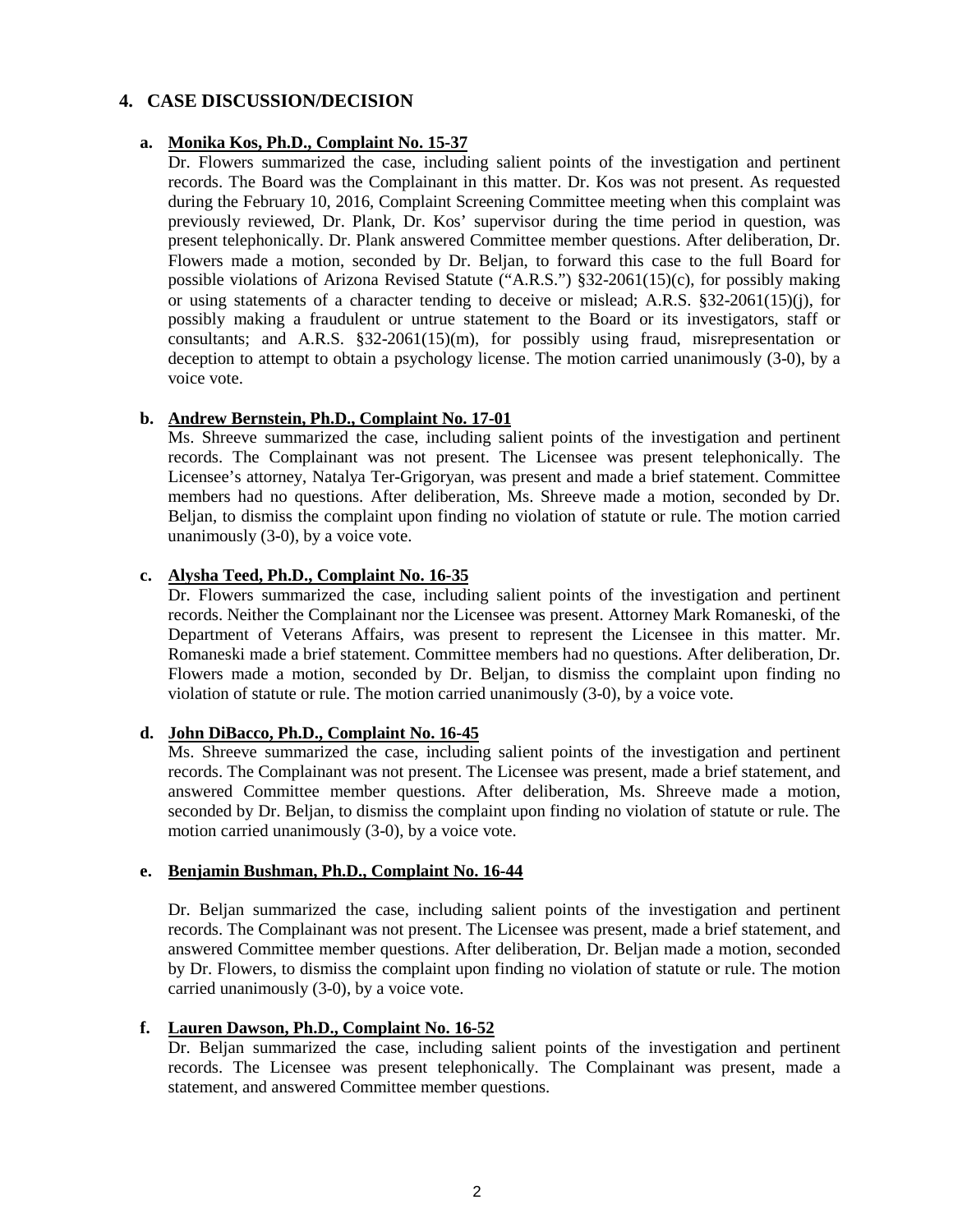## 4. CASE DISCUSSION/DECISION

**a. Monika Kos, Ph.D., Complaint No. 15-37**

Dr. Flowers summarized the case, including salient points of the investigation and pertinent records. The Board was the Complainant in this matter. Dr. Kos was not present. As requested during the February 10, 2016, Complaint Screening Committee meeting when this complaint was previously reviewed, Dr. Plank, Dr. Kos' supervisor during the time period in question, was present telephonically. Dr. Plank answered Committee member questions. After deliberation, Dr. Flowers made a motion, seconded by Dr. Beljan, to forward this case to the full Board for possible violations of Arizona Revised Statute ("A.R.S.") §32-2061(15)(c), for possibly making or using statements of a character tending to deceive or mislead; A.R.S. §32-2061(15)(j), for possibly making a fraudulent or untrue statement to the Board or its investigators, staff or consultants; and A.R.S. §32-2061(15)(m), for possibly using fraud, misrepresentation or deception to attempt to obtain a psychology license. The motion carried unanimously (3-0), by a voice vote.

**b. Andrew Bernstein, Ph.D., Complaint No. 17-01**

Ms. Shreeve summarized the case, including salient points of the investigation and pertinent records. The Complainant was not present. The Licensee was present telephonically. The Licensee's attorney, Natalya Ter-Grigoryan, was present and made a brief statement. Committee members had no questions. After deliberation, Ms. Shreeve made a motion, seconded by Dr. Beljan, to dismiss the complaint upon finding no violation of statute or rule. The motion carried unanimously (3-0), by a voice vote.

**c. Alysha Teed, Ph.D., Complaint No. 16-35**

Dr. Flowers summarized the case, including salient points of the investigation and pertinent records. Neither the Complainant nor the Licensee was present. Attorney Mark Romaneski, of the Department of Veterans Affairs, was present to represent the Licensee in this matter. Mr. Romaneski made a brief statement. Committee members had no questions. After deliberation, Dr. Flowers made a motion, seconded by Dr. Beljan, to dismiss the complaint upon finding no violation of statute or rule. The motion carried unanimously (3-0), by a voice vote.

**d. John DiBacco, Ph.D., Complaint No. 16-45**

Ms. Shreeve summarized the case, including salient points of the investigation and pertinent records. The Complainant was not present. The Licensee was present, made a brief statement, and answered Committee member questions. After deliberation, Ms. Shreeve made a motion, seconded by Dr. Beljan, to dismiss the complaint upon finding no violation of statute or rule. The motion carried unanimously (3-0), by a voice vote.

**e. Benjamin Bushman, Ph.D., Complaint No. 16-44**

Dr. Beljan summarized the case, including salient points of the investigation and pertinent records. The Complainant was not present. The Licensee was present, made a brief statement, and answered Committee member questions. After deliberation, Dr. Beljan made a motion, seconded by Dr. Flowers, to dismiss the complaint upon finding no violation of statute or rule. The motion carried unanimously (3-0), by a voice vote.

**f. Lauren Dawson, Ph.D., Complaint No. 16-52**

Dr. Beljan summarized the case, including salient points of the investigation and pertinent records. The Licensee was present telephonically. The Complainant was present, made a statement, and answered Committee member questions.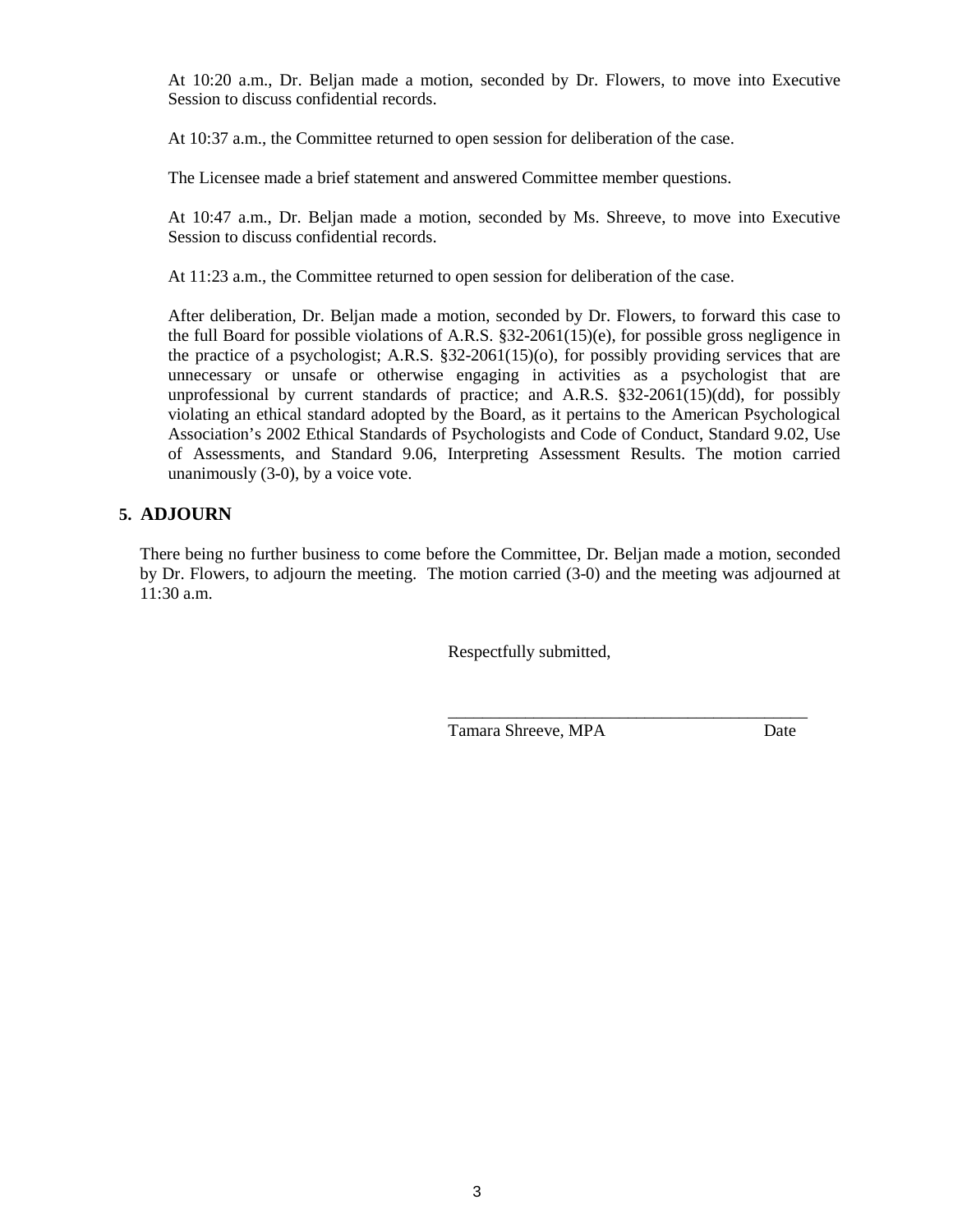At 10:20 a.m., Dr. Beljan made a motion, seconded by Dr. Flowers, to move into Executive Session to discuss confidential records.

At 10:37 a.m., the Committee returned to open session for deliberation of the case.

The Licensee made a brief statement and answered Committee member questions.

At 10:47 a.m., Dr. Beljan made a motion, seconded by Ms. Shreeve, to move into Executive Session to discuss confidential records.

At 11:23 a.m., the Committee returned to open session for deliberation of the case.

After deliberation, Dr. Beljan made a motion, seconded by Dr. Flowers, to forward this case to the full Board for possible violations of A.R.S. §32-2061(15)(e), for possible gross negligence in the practice of a psychologist; A.R.S. §32-2061(15)(o), for possibly providing services that are unnecessary or unsafe or otherwise engaging in activities as a psychologist that are unprofessional by current standards of practice; and A.R.S. §32-2061(15)(dd), for possibly violating an ethical standard adopted by the Board, as it pertains to the American Psychological Association's 2002 Ethical Standards of Psychologists and Code of Conduct, Standard 9.02, Use of Assessments, and Standard 9.06, Interpreting Assessment Results. The motion carried unanimously (3-0), by a voice vote.

## 5. ADJOURN

There being no further business to come before the Committee, Dr. Beljan made a motion, seconded by Dr. Flowers, to adjourn the meeting. The motion carried (3-0) and the meeting was adjourned at 11:30 a.m.

Respectfully submitted,

\_\_\_\_\_\_\_\_\_\_\_\_\_\_\_\_\_\_\_\_\_\_\_\_\_\_\_\_\_\_\_\_\_\_\_\_\_\_\_\_\_\_\_\_

Tamara Shreeve, MPA Date